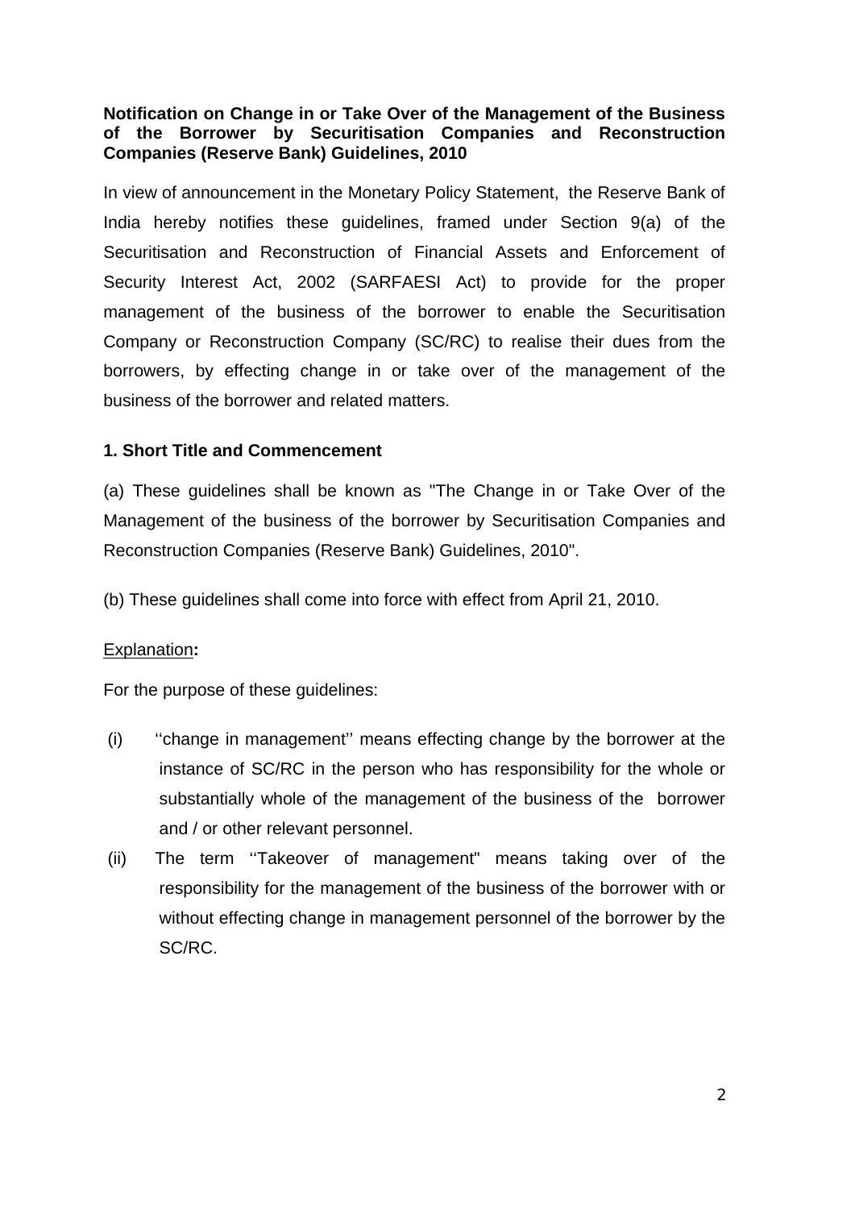**Notification on Change in or Take Over of the Management of the Business of the Borrower by Securitisation Companies and Reconstruction Companies (Reserve Bank) Guidelines, 2010**

In view of announcement in the Monetary Policy Statement, the Reserve Bank of India hereby notifies these guidelines, framed under Section 9(a) of the Securitisation and Reconstruction of Financial Assets and Enforcement of Security Interest Act, 2002 (SARFAESI Act) to provide for the proper management of the business of the borrower to enable the Securitisation Company or Reconstruction Company (SC/RC) to realise their dues from the borrowers, by effecting change in or take over of the management of the business of the borrower and related matters.

**1. Short Title and Commencement**

(a) These guidelines shall be known as "The Change in or Take Over of the Management of the business of the borrower by Securitisation Companies and Reconstruction Companies (Reserve Bank) Guidelines, 2010".

(b) These guidelines shall come into force with effect from April 21, 2010.

Explanation**:**

For the purpose of these guidelines:

(i) ''change in management'' means effecting change by the borrower at the instance of SC/RC in the person who has responsibility for the whole or substantially whole of the management of the business of the borrower and / or other relevant personnel.

(ii) The term ''Takeover of management" means taking over of the responsibility for the management of the business of the borrower with or without effecting change in management personnel of the borrower by the SC/RC.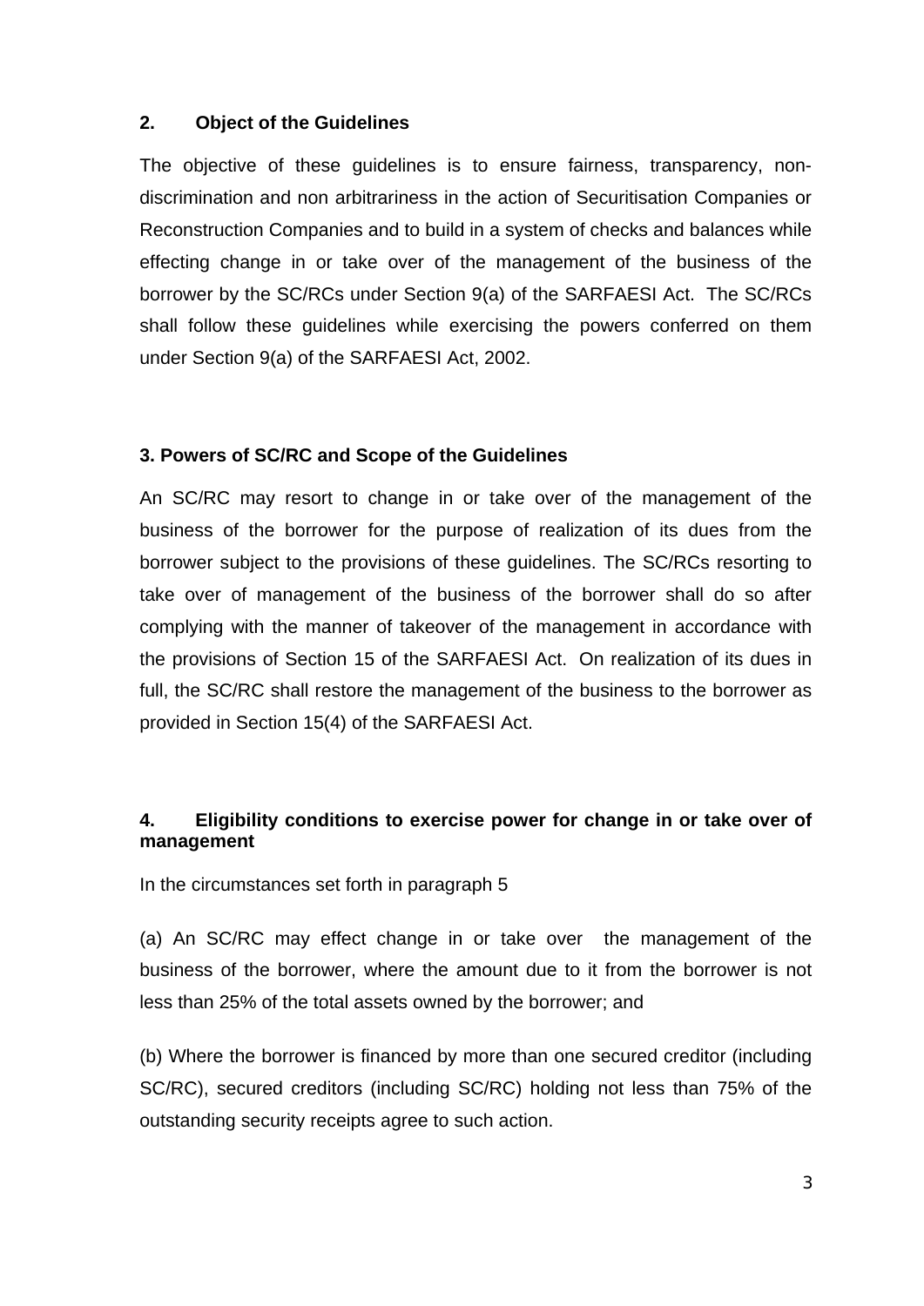## 2. Object of the Guidelines

The objective of these guidelines is to ensure fairness, transparency, non-discrimination and non arbitrariness in the action of Securitisation Companies or Reconstruction Companies and to build in a system of checks and balances while effecting change in or take over of the management of the business of the borrower by the SC/RCs under Section 9(a) of the SARFAESI Act. The SC/RCs shall follow these guidelines while exercising the powers conferred on them under Section 9(a) of the SARFAESI Act, 2002.

## 3. Powers of SC/RC and Scope of the Guidelines

An SC/RC may resort to change in or take over of the management of the business of the borrower for the purpose of realization of its dues from the borrower subject to the provisions of these guidelines. The SC/RCs resorting to take over of management of the business of the borrower shall do so after complying with the manner of takeover of the management in accordance with the provisions of Section 15 of the SARFAESI Act. On realization of its dues in full, the SC/RC shall restore the management of the business to the borrower as provided in Section 15(4) of the SARFAESI Act.

## 4. Eligibility conditions to exercise power for change in or take over of management

In the circumstances set forth in paragraph 5

(a) An SC/RC may effect change in or take over the management of the business of the borrower, where the amount due to it from the borrower is not less than 25% of the total assets owned by the borrower; and

(b) Where the borrower is financed by more than one secured creditor (including SC/RC), secured creditors (including SC/RC) holding not less than 75% of the outstanding security receipts agree to such action.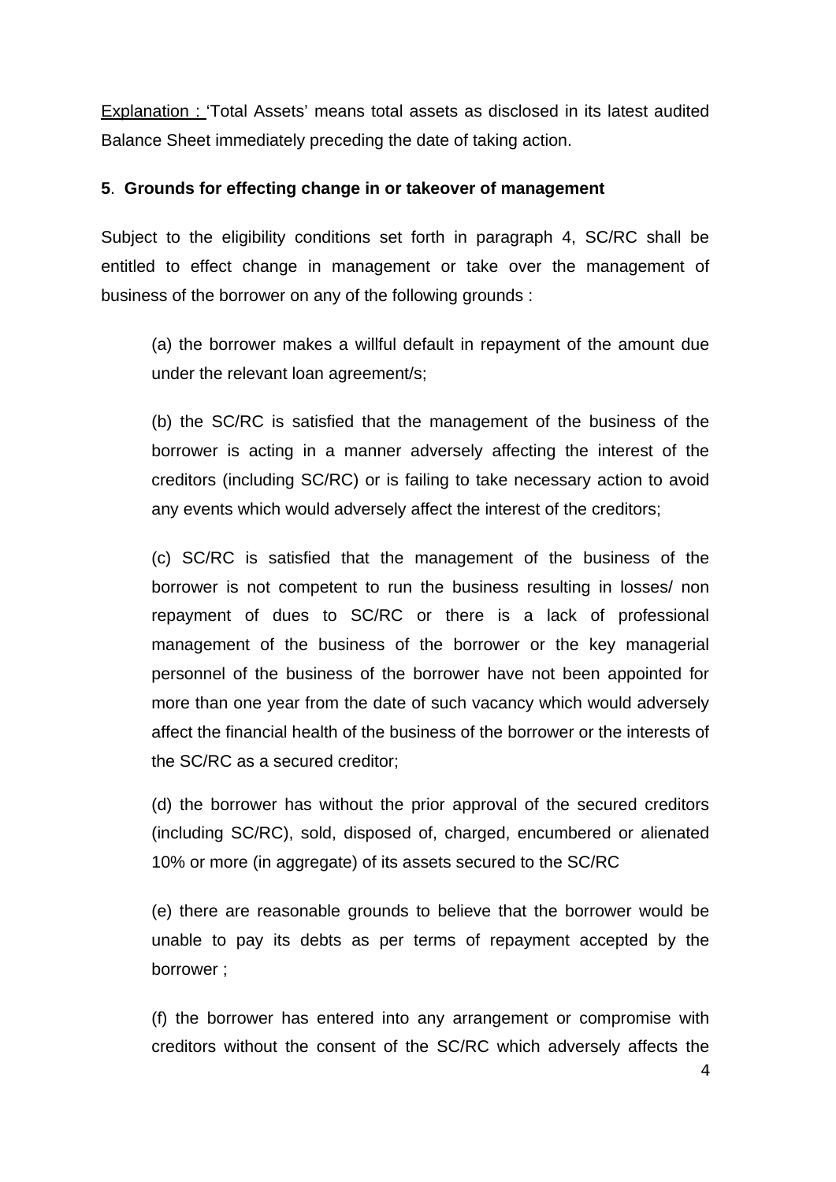Explanation : 'Total Assets' means total assets as disclosed in its latest audited Balance Sheet immediately preceding the date of taking action.

**5**. **Grounds for effecting change in or takeover of management**

Subject to the eligibility conditions set forth in paragraph 4, SC/RC shall be entitled to effect change in management or take over the management of business of the borrower on any of the following grounds :

(a) the borrower makes a willful default in repayment of the amount due under the relevant loan agreement/s;

(b) the SC/RC is satisfied that the management of the business of the borrower is acting in a manner adversely affecting the interest of the creditors (including SC/RC) or is failing to take necessary action to avoid any events which would adversely affect the interest of the creditors;

(c) SC/RC is satisfied that the management of the business of the borrower is not competent to run the business resulting in losses/ non repayment of dues to SC/RC or there is a lack of professional management of the business of the borrower or the key managerial personnel of the business of the borrower have not been appointed for more than one year from the date of such vacancy which would adversely affect the financial health of the business of the borrower or the interests of the SC/RC as a secured creditor;

(d) the borrower has without the prior approval of the secured creditors (including SC/RC), sold, disposed of, charged, encumbered or alienated 10% or more (in aggregate) of its assets secured to the SC/RC

(e) there are reasonable grounds to believe that the borrower would be unable to pay its debts as per terms of repayment accepted by the borrower ;

(f) the borrower has entered into any arrangement or compromise with creditors without the consent of the SC/RC which adversely affects the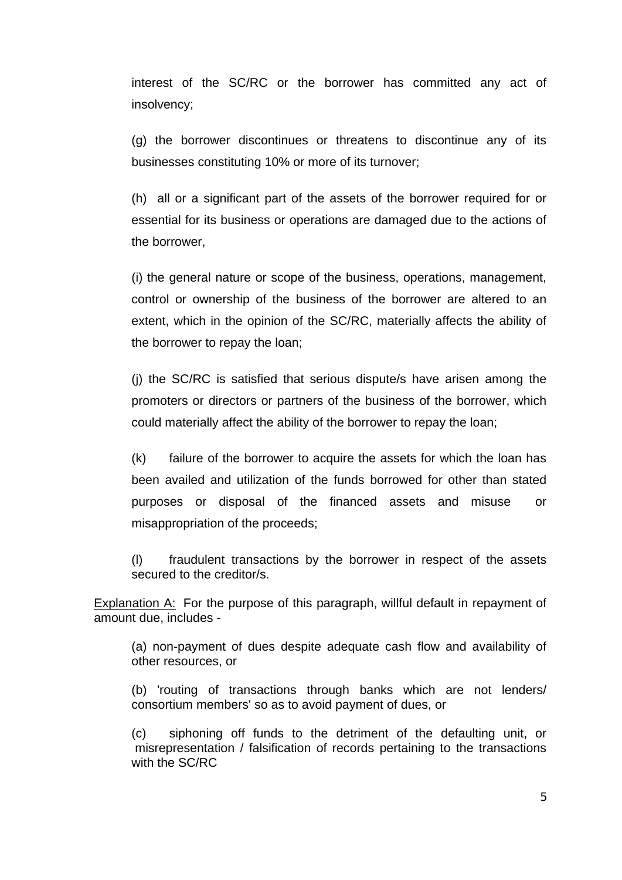interest of the SC/RC or the borrower has committed any act of insolvency;

(g) the borrower discontinues or threatens to discontinue any of its businesses constituting 10% or more of its turnover;

(h) all or a significant part of the assets of the borrower required for or essential for its business or operations are damaged due to the actions of the borrower,

(i) the general nature or scope of the business, operations, management, control or ownership of the business of the borrower are altered to an extent, which in the opinion of the SC/RC, materially affects the ability of the borrower to repay the loan;

(j) the SC/RC is satisfied that serious dispute/s have arisen among the promoters or directors or partners of the business of the borrower, which could materially affect the ability of the borrower to repay the loan;

(k) failure of the borrower to acquire the assets for which the loan has been availed and utilization of the funds borrowed for other than stated purposes or disposal of the financed assets and misuse or misappropriation of the proceeds;

(l) fraudulent transactions by the borrower in respect of the assets secured to the creditor/s.

Explanation A: For the purpose of this paragraph, willful default in repayment of amount due, includes -

(a) non-payment of dues despite adequate cash flow and availability of other resources, or

(b) 'routing of transactions through banks which are not lenders/ consortium members' so as to avoid payment of dues, or

(c) siphoning off funds to the detriment of the defaulting unit, or misrepresentation / falsification of records pertaining to the transactions with the SC/RC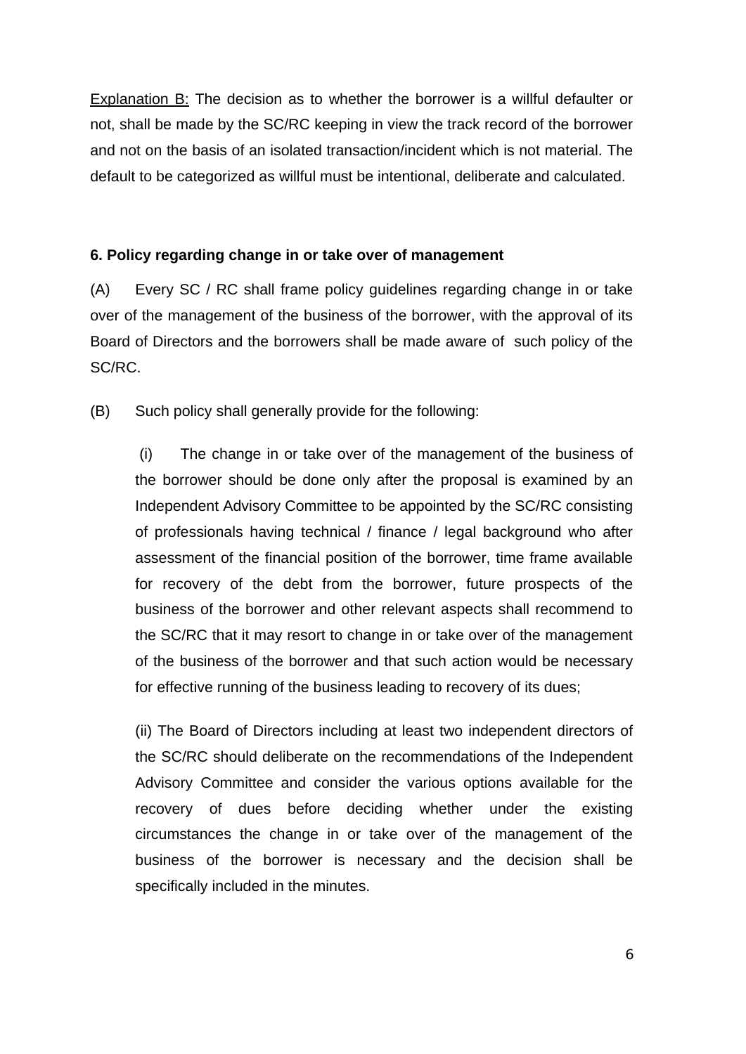<u>Explanation B:</u> The decision as to whether the borrower is a willful defaulter or not, shall be made by the SC/RC keeping in view the track record of the borrower and not on the basis of an isolated transaction/incident which is not material. The default to be categorized as willful must be intentional, deliberate and calculated.

**6. Policy regarding change in or take over of management**

(A) Every SC / RC shall frame policy guidelines regarding change in or take over of the management of the business of the borrower, with the approval of its Board of Directors and the borrowers shall be made aware of such policy of the SC/RC.

(B) Such policy shall generally provide for the following:

(i) The change in or take over of the management of the business of the borrower should be done only after the proposal is examined by an Independent Advisory Committee to be appointed by the SC/RC consisting of professionals having technical / finance / legal background who after assessment of the financial position of the borrower, time frame available for recovery of the debt from the borrower, future prospects of the business of the borrower and other relevant aspects shall recommend to the SC/RC that it may resort to change in or take over of the management of the business of the borrower and that such action would be necessary for effective running of the business leading to recovery of its dues;

(ii) The Board of Directors including at least two independent directors of the SC/RC should deliberate on the recommendations of the Independent Advisory Committee and consider the various options available for the recovery of dues before deciding whether under the existing circumstances the change in or take over of the management of the business of the borrower is necessary and the decision shall be specifically included in the minutes.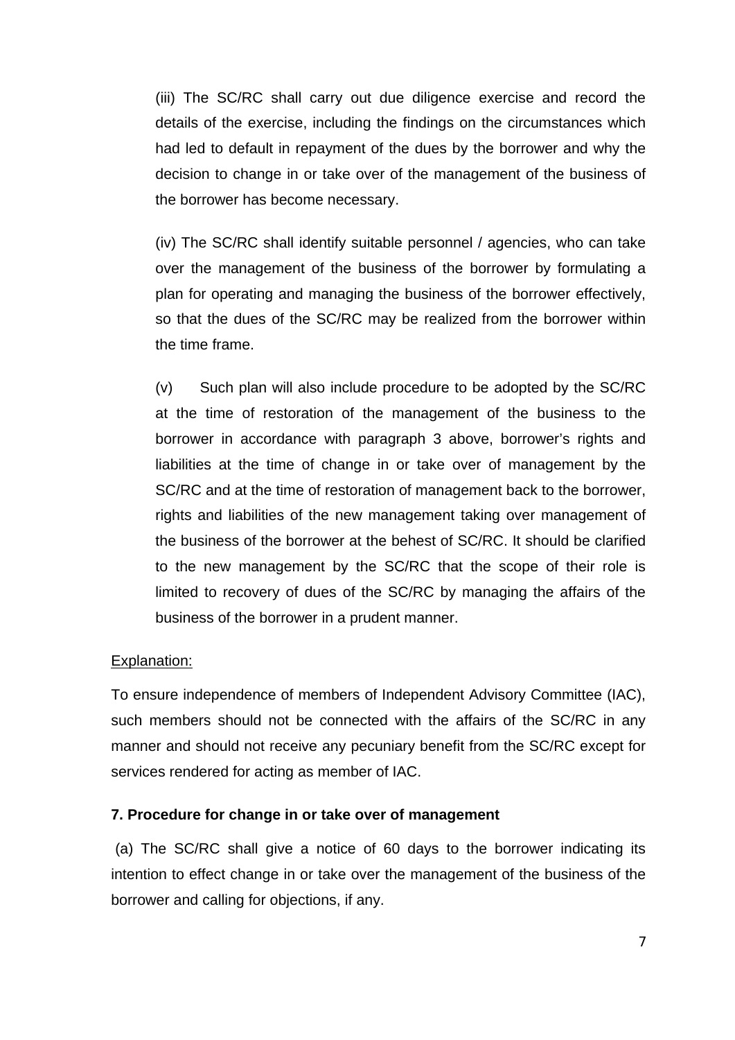(iii) The SC/RC shall carry out due diligence exercise and record the details of the exercise, including the findings on the circumstances which had led to default in repayment of the dues by the borrower and why the decision to change in or take over of the management of the business of the borrower has become necessary.

(iv) The SC/RC shall identify suitable personnel / agencies, who can take over the management of the business of the borrower by formulating a plan for operating and managing the business of the borrower effectively, so that the dues of the SC/RC may be realized from the borrower within the time frame.

(v) Such plan will also include procedure to be adopted by the SC/RC at the time of restoration of the management of the business to the borrower in accordance with paragraph 3 above, borrower's rights and liabilities at the time of change in or take over of management by the SC/RC and at the time of restoration of management back to the borrower, rights and liabilities of the new management taking over management of the business of the borrower at the behest of SC/RC. It should be clarified to the new management by the SC/RC that the scope of their role is limited to recovery of dues of the SC/RC by managing the affairs of the business of the borrower in a prudent manner.

Explanation:

To ensure independence of members of Independent Advisory Committee (IAC), such members should not be connected with the affairs of the SC/RC in any manner and should not receive any pecuniary benefit from the SC/RC except for services rendered for acting as member of IAC.

**7. Procedure for change in or take over of management**

(a) The SC/RC shall give a notice of 60 days to the borrower indicating its intention to effect change in or take over the management of the business of the borrower and calling for objections, if any.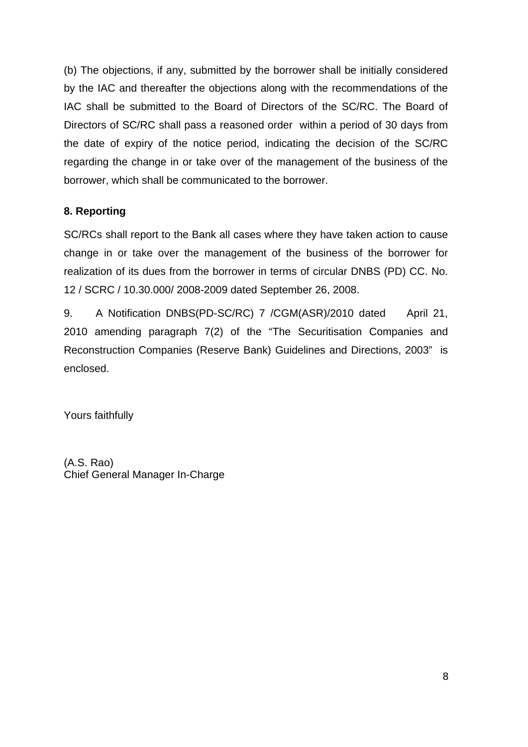(b) The objections, if any, submitted by the borrower shall be initially considered by the IAC and thereafter the objections along with the recommendations of the IAC shall be submitted to the Board of Directors of the SC/RC. The Board of Directors of SC/RC shall pass a reasoned order within a period of 30 days from the date of expiry of the notice period, indicating the decision of the SC/RC regarding the change in or take over of the management of the business of the borrower, which shall be communicated to the borrower.

**8. Reporting**

SC/RCs shall report to the Bank all cases where they have taken action to cause change in or take over the management of the business of the borrower for realization of its dues from the borrower in terms of circular DNBS (PD) CC. No. 12 / SCRC / 10.30.000/ 2008-2009 dated September 26, 2008.

9. A Notification DNBS(PD-SC/RC) 7 /CGM(ASR)/2010 dated April 21, 2010 amending paragraph 7(2) of the "The Securitisation Companies and Reconstruction Companies (Reserve Bank) Guidelines and Directions, 2003" is enclosed.

Yours faithfully

(A.S. Rao)
Chief General Manager In-Charge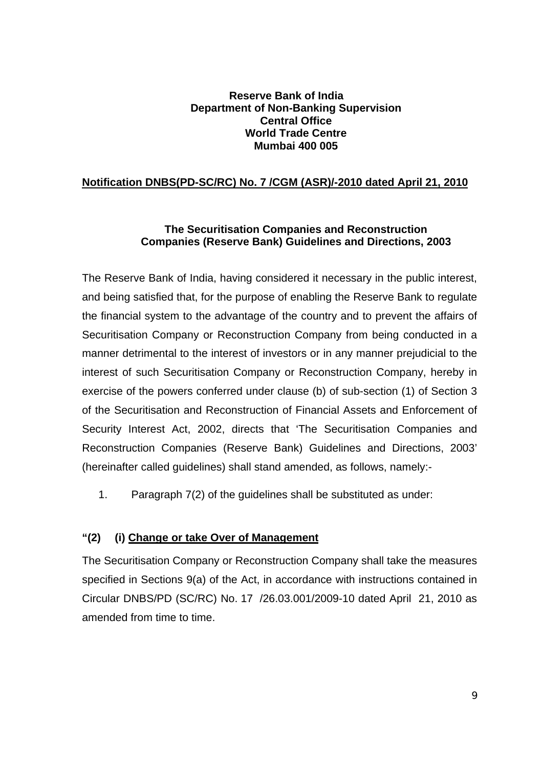**Reserve Bank of India**
**Department of Non-Banking Supervision**
**Central Office**
**World Trade Centre**
**Mumbai 400 005**

**Notification DNBS(PD-SC/RC) No. 7 /CGM (ASR)/-2010 dated April 21, 2010**

**The Securitisation Companies and Reconstruction Companies (Reserve Bank) Guidelines and Directions, 2003**

The Reserve Bank of India, having considered it necessary in the public interest, and being satisfied that, for the purpose of enabling the Reserve Bank to regulate the financial system to the advantage of the country and to prevent the affairs of Securitisation Company or Reconstruction Company from being conducted in a manner detrimental to the interest of investors or in any manner prejudicial to the interest of such Securitisation Company or Reconstruction Company, hereby in exercise of the powers conferred under clause (b) of sub-section (1) of Section 3 of the Securitisation and Reconstruction of Financial Assets and Enforcement of Security Interest Act, 2002, directs that 'The Securitisation Companies and Reconstruction Companies (Reserve Bank) Guidelines and Directions, 2003' (hereinafter called guidelines) shall stand amended, as follows, namely:-

1. Paragraph 7(2) of the guidelines shall be substituted as under:

**"(2) (i) Change or take Over of Management**

The Securitisation Company or Reconstruction Company shall take the measures specified in Sections 9(a) of the Act, in accordance with instructions contained in Circular DNBS/PD (SC/RC) No. 17 /26.03.001/2009-10 dated April 21, 2010 as amended from time to time.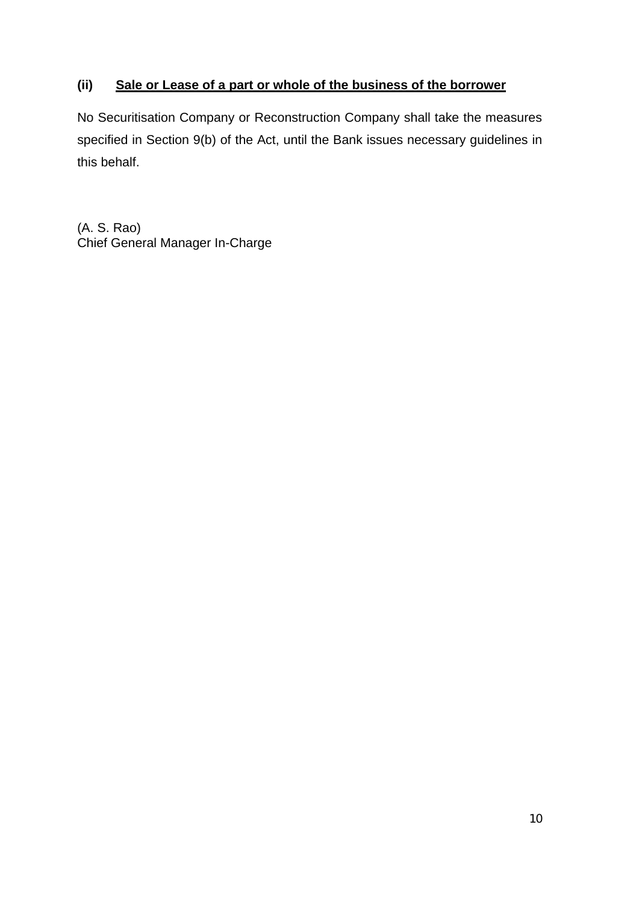**(ii) <u>Sale or Lease of a part or whole of the business of the borrower</u>**

No Securitisation Company or Reconstruction Company shall take the measures specified in Section 9(b) of the Act, until the Bank issues necessary guidelines in this behalf.

(A. S. Rao)
Chief General Manager In-Charge